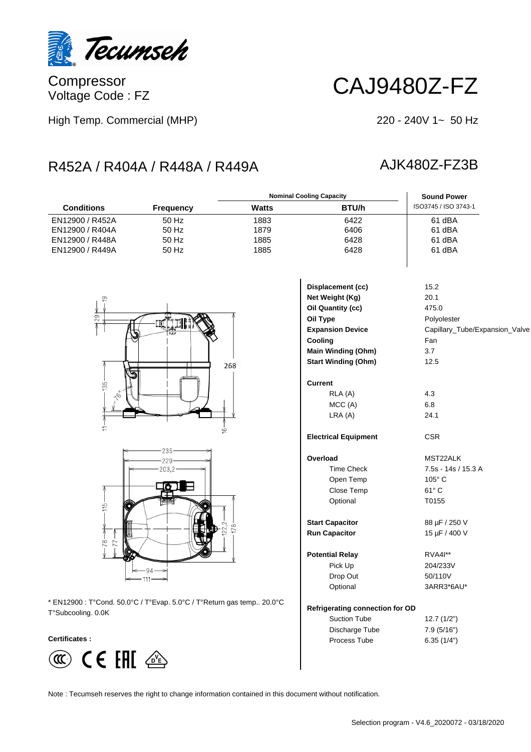Tecumseh

Compressor
Voltage Code : FZ

# CAJ9480Z-FZ

High Temp. Commercial (MHP)

220 - 240V 1~ 50 Hz

## R452A / R404A / R448A / R449A

## AJK480Z-FZ3B

| Conditions | Frequency | Nominal Cooling Capacity | | Sound Power |
|---|---|---|---|---|
| | | Watts | BTU/h | ISO3745 / ISO 3743-1 |
| EN12900 / R452A | 50 Hz | 1883 | 6422 | 61 dBA |
| EN12900 / R404A | 50 Hz | 1879 | 6406 | 61 dBA |
| EN12900 / R448A | 50 Hz | 1885 | 6428 | 61 dBA |
| EN12900 / R449A | 50 Hz | 1885 | 6428 | 61 dBA |

| | |
|---|---|
| **Displacement (cc)** | 15.2 |
| **Net Weight (Kg)** | 20.1 |
| **Oil Quantity (cc)** | 475.0 |
| **Oil Type** | Polyolester |
| **Expansion Device** | Capillary_Tube/Expansion_Valve |
| **Cooling** | Fan |
| **Main Winding (Ohm)** | 3.7 |
| **Start Winding (Ohm)** | 12.5 |
| **Current** | |
| RLA (A) | 4.3 |
| MCC (A) | 6.8 |
| LRA (A) | 24.1 |
| **Electrical Equipment** | CSR |
| **Overload** | MST22ALK |
| Time Check | 7.5s - 14s / 15.3 A |
| Open Temp | 105° C |
| Close Temp | 61° C |
| Optional | T0155 |
| **Start Capacitor** | 88 µF / 250 V |
| **Run Capacitor** | 15 µF / 400 V |
| **Potential Relay** | RVA4I** |
| Pick Up | 204/233V |
| Drop Out | 50/110V |
| Optional | 3ARR3*6AU* |
| **Refrigerating connection for OD** | |
| Suction Tube | 12.7 (1/2") |
| Discharge Tube | 7.9 (5/16") |
| Process Tube | 6.35 (1/4") |

* EN12900 : T°Cond. 50.0°C / T°Evap. 5.0°C / T°Return gas temp.. 20.0°C T°Subcooling. 0.0K

**Certificates :**

Note : Tecumseh reserves the right to change information contained in this document without notification.

Selection program - V4.6_2020072 - 03/18/2020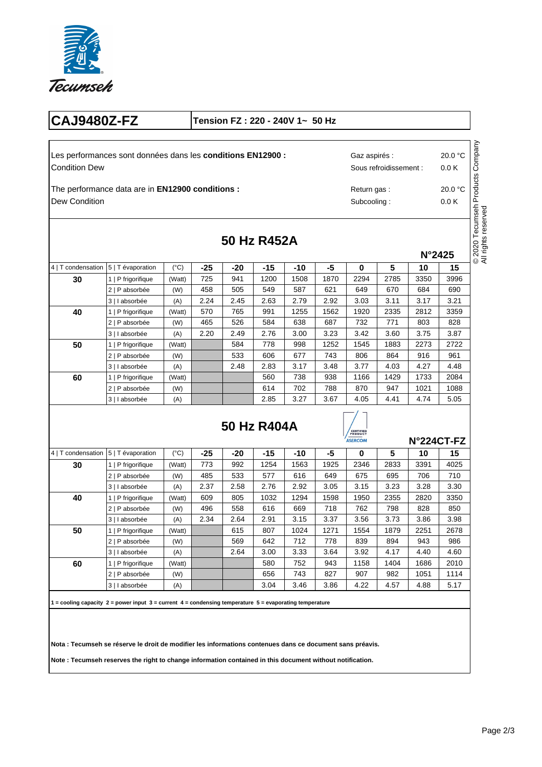# CAJ9480Z-FZ

**Tension FZ : 220 - 240V 1~ 50 Hz**

Les performances sont données dans les **conditions EN12900 :**
Condition Dew

Gaz aspirés : 20.0 °C
Sous refroidissement : 0.0 K

The performance data are in **EN12900 conditions :**
Dew Condition

Return gas : 20.0 °C
Subcooling : 0.0 K

© 2020 Tecumseh Products Company
All rights reserved

## 50 Hz R452A

**N°2425**

| 4 \| T condensation | 5 \| T évaporation | (°C) | -25 | -20 | -15 | -10 | -5 | 0 | 5 | 10 | 15 |
|---|---|---|---|---|---|---|---|---|---|---|---|
| **30** | 1 \| P frigorifique | (Watt) | 725 | 941 | 1200 | 1508 | 1870 | 2294 | 2785 | 3350 | 3996 |
| | 2 \| P absorbée | (W) | 458 | 505 | 549 | 587 | 621 | 649 | 670 | 684 | 690 |
| | 3 \| I absorbée | (A) | 2.24 | 2.45 | 2.63 | 2.79 | 2.92 | 3.03 | 3.11 | 3.17 | 3.21 |
| **40** | 1 \| P frigorifique | (Watt) | 570 | 765 | 991 | 1255 | 1562 | 1920 | 2335 | 2812 | 3359 |
| | 2 \| P absorbée | (W) | 465 | 526 | 584 | 638 | 687 | 732 | 771 | 803 | 828 |
| | 3 \| I absorbée | (A) | 2.20 | 2.49 | 2.76 | 3.00 | 3.23 | 3.42 | 3.60 | 3.75 | 3.87 |
| **50** | 1 \| P frigorifique | (Watt) | | 584 | 778 | 998 | 1252 | 1545 | 1883 | 2273 | 2722 |
| | 2 \| P absorbée | (W) | | 533 | 606 | 677 | 743 | 806 | 864 | 916 | 961 |
| | 3 \| I absorbée | (A) | | 2.48 | 2.83 | 3.17 | 3.48 | 3.77 | 4.03 | 4.27 | 4.48 |
| **60** | 1 \| P frigorifique | (Watt) | | | 560 | 738 | 938 | 1166 | 1429 | 1733 | 2084 |
| | 2 \| P absorbée | (W) | | | 614 | 702 | 788 | 870 | 947 | 1021 | 1088 |
| | 3 \| I absorbée | (A) | | | 2.85 | 3.27 | 3.67 | 4.05 | 4.41 | 4.74 | 5.05 |

## 50 Hz R404A

CERTIFIED PRODUCT ASERCOM

**N°224CT-FZ**

| 4 \| T condensation | 5 \| T évaporation | (°C) | -25 | -20 | -15 | -10 | -5 | 0 | 5 | 10 | 15 |
|---|---|---|---|---|---|---|---|---|---|---|---|
| **30** | 1 \| P frigorifique | (Watt) | 773 | 992 | 1254 | 1563 | 1925 | 2346 | 2833 | 3391 | 4025 |
| | 2 \| P absorbée | (W) | 485 | 533 | 577 | 616 | 649 | 675 | 695 | 706 | 710 |
| | 3 \| I absorbée | (A) | 2.37 | 2.58 | 2.76 | 2.92 | 3.05 | 3.15 | 3.23 | 3.28 | 3.30 |
| **40** | 1 \| P frigorifique | (Watt) | 609 | 805 | 1032 | 1294 | 1598 | 1950 | 2355 | 2820 | 3350 |
| | 2 \| P absorbée | (W) | 496 | 558 | 616 | 669 | 718 | 762 | 798 | 828 | 850 |
| | 3 \| I absorbée | (A) | 2.34 | 2.64 | 2.91 | 3.15 | 3.37 | 3.56 | 3.73 | 3.86 | 3.98 |
| **50** | 1 \| P frigorifique | (Watt) | | 615 | 807 | 1024 | 1271 | 1554 | 1879 | 2251 | 2678 |
| | 2 \| P absorbée | (W) | | 569 | 642 | 712 | 778 | 839 | 894 | 943 | 986 |
| | 3 \| I absorbée | (A) | | 2.64 | 3.00 | 3.33 | 3.64 | 3.92 | 4.17 | 4.40 | 4.60 |
| **60** | 1 \| P frigorifique | (Watt) | | | 580 | 752 | 943 | 1158 | 1404 | 1686 | 2010 |
| | 2 \| P absorbée | (W) | | | 656 | 743 | 827 | 907 | 982 | 1051 | 1114 |
| | 3 \| I absorbée | (A) | | | 3.04 | 3.46 | 3.86 | 4.22 | 4.57 | 4.88 | 5.17 |

**1 = cooling capacity 2 = power input 3 = current 4 = condensing temperature 5 = evaporating temperature**

**Nota : Tecumseh se réserve le droit de modifier les informations contenues dans ce document sans préavis.**

**Note : Tecumseh reserves the right to change information contained in this document without notification.**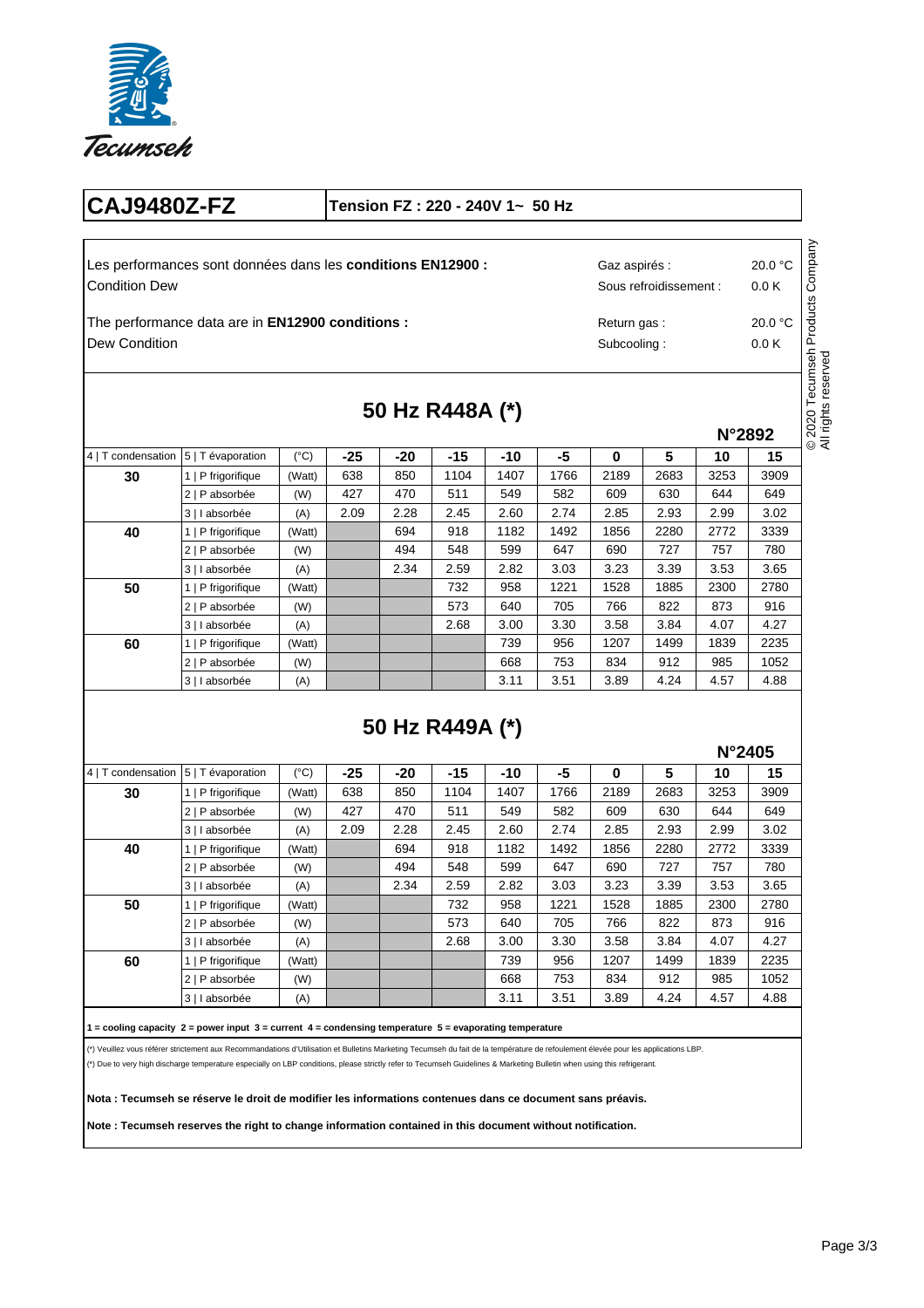# CAJ9480Z-FZ

**Tension FZ : 220 - 240V 1~ 50 Hz**

| | | |
|---|---|---|
| Les performances sont données dans les **conditions EN12900 :** | Gaz aspirés : | 20.0 °C |
| Condition Dew | Sous refroidissement : | 0.0 K |
| The performance data are in **EN12900 conditions :** | Return gas : | 20.0 °C |
| Dew Condition | Subcooling : | 0.0 K |

© 2020 Tecumseh Products Company
All rights reserved

## 50 Hz R448A (*)

**N°2892**

| 4 \| T condensation | 5 \| T évaporation | (°C) | -25 | -20 | -15 | -10 | -5 | 0 | 5 | 10 | 15 |
|---|---|---|---|---|---|---|---|---|---|---|---|
| **30** | 1 \| P frigorifique | (Watt) | 638 | 850 | 1104 | 1407 | 1766 | 2189 | 2683 | 3253 | 3909 |
| | 2 \| P absorbée | (W) | 427 | 470 | 511 | 549 | 582 | 609 | 630 | 644 | 649 |
| | 3 \| I absorbée | (A) | 2.09 | 2.28 | 2.45 | 2.60 | 2.74 | 2.85 | 2.93 | 2.99 | 3.02 |
| **40** | 1 \| P frigorifique | (Watt) | | 694 | 918 | 1182 | 1492 | 1856 | 2280 | 2772 | 3339 |
| | 2 \| P absorbée | (W) | | 494 | 548 | 599 | 647 | 690 | 727 | 757 | 780 |
| | 3 \| I absorbée | (A) | | 2.34 | 2.59 | 2.82 | 3.03 | 3.23 | 3.39 | 3.53 | 3.65 |
| **50** | 1 \| P frigorifique | (Watt) | | | 732 | 958 | 1221 | 1528 | 1885 | 2300 | 2780 |
| | 2 \| P absorbée | (W) | | | 573 | 640 | 705 | 766 | 822 | 873 | 916 |
| | 3 \| I absorbée | (A) | | | 2.68 | 3.00 | 3.30 | 3.58 | 3.84 | 4.07 | 4.27 |
| **60** | 1 \| P frigorifique | (Watt) | | | | 739 | 956 | 1207 | 1499 | 1839 | 2235 |
| | 2 \| P absorbée | (W) | | | | 668 | 753 | 834 | 912 | 985 | 1052 |
| | 3 \| I absorbée | (A) | | | | 3.11 | 3.51 | 3.89 | 4.24 | 4.57 | 4.88 |

## 50 Hz R449A (*)

**N°2405**

| 4 \| T condensation | 5 \| T évaporation | (°C) | -25 | -20 | -15 | -10 | -5 | 0 | 5 | 10 | 15 |
|---|---|---|---|---|---|---|---|---|---|---|---|
| **30** | 1 \| P frigorifique | (Watt) | 638 | 850 | 1104 | 1407 | 1766 | 2189 | 2683 | 3253 | 3909 |
| | 2 \| P absorbée | (W) | 427 | 470 | 511 | 549 | 582 | 609 | 630 | 644 | 649 |
| | 3 \| I absorbée | (A) | 2.09 | 2.28 | 2.45 | 2.60 | 2.74 | 2.85 | 2.93 | 2.99 | 3.02 |
| **40** | 1 \| P frigorifique | (Watt) | | 694 | 918 | 1182 | 1492 | 1856 | 2280 | 2772 | 3339 |
| | 2 \| P absorbée | (W) | | 494 | 548 | 599 | 647 | 690 | 727 | 757 | 780 |
| | 3 \| I absorbée | (A) | | 2.34 | 2.59 | 2.82 | 3.03 | 3.23 | 3.39 | 3.53 | 3.65 |
| **50** | 1 \| P frigorifique | (Watt) | | | 732 | 958 | 1221 | 1528 | 1885 | 2300 | 2780 |
| | 2 \| P absorbée | (W) | | | 573 | 640 | 705 | 766 | 822 | 873 | 916 |
| | 3 \| I absorbée | (A) | | | 2.68 | 3.00 | 3.30 | 3.58 | 3.84 | 4.07 | 4.27 |
| **60** | 1 \| P frigorifique | (Watt) | | | | 739 | 956 | 1207 | 1499 | 1839 | 2235 |
| | 2 \| P absorbée | (W) | | | | 668 | 753 | 834 | 912 | 985 | 1052 |
| | 3 \| I absorbée | (A) | | | | 3.11 | 3.51 | 3.89 | 4.24 | 4.57 | 4.88 |

**1 = cooling capacity 2 = power input 3 = current 4 = condensing temperature 5 = evaporating temperature**

(*) Veuillez vous référer strictement aux Recommandations d'Utilisation et Bulletins Marketing Tecumseh du fait de la température de refoulement élevée pour les applications LBP.

(*) Due to very high discharge temperature especially on LBP conditions, please strictly refer to Tecumseh Guidelines & Marketing Bulletin when using this refrigerant.

**Nota : Tecumseh se réserve le droit de modifier les informations contenues dans ce document sans préavis.**

**Note : Tecumseh reserves the right to change information contained in this document without notification.**